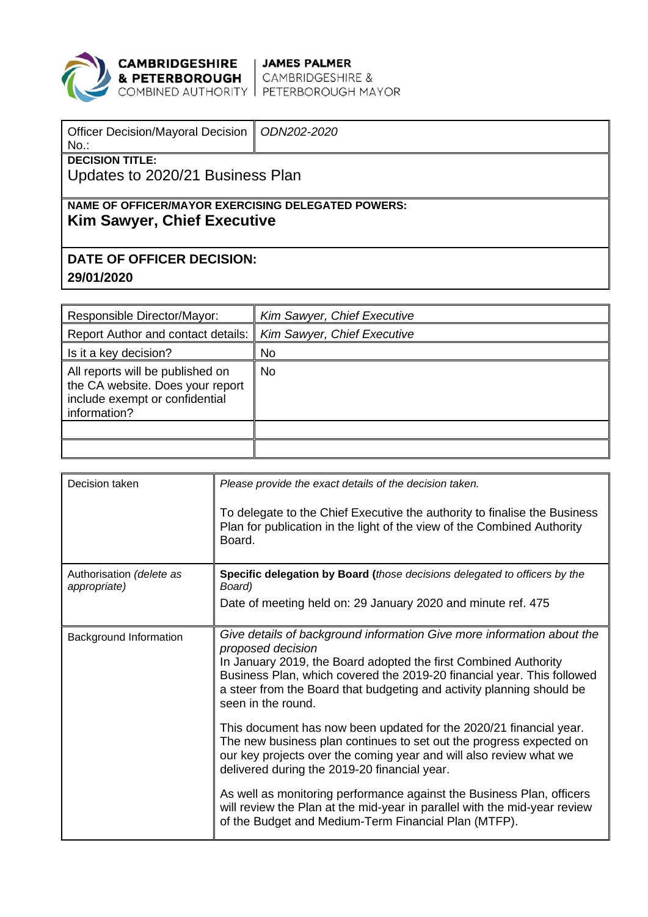**CAMBRIDGESHIRE & PETERBOROUGH** COMBINED AUTHORITY | **JAMES PALMER** CAMBRIDGESHIRE & PETERBOROUGH MAYOR

| Officer Decision/Mayoral Decision No.: | *ODN202-2020* |
|---|---|

**DECISION TITLE:**
Updates to 2020/21 Business Plan

**NAME OF OFFICER/MAYOR EXERCISING DELEGATED POWERS:**
**Kim Sawyer, Chief Executive**

**DATE OF OFFICER DECISION:**
**29/01/2020**

| Responsible Director/Mayor: | *Kim Sawyer, Chief Executive* |
|---|---|
| Report Author and contact details: | *Kim Sawyer, Chief Executive* |
| Is it a key decision? | No |
| All reports will be published on the CA website. Does your report include exempt or confidential information? | No |
| | |
| | |

| Decision taken | *Please provide the exact details of the decision taken.*<br><br>To delegate to the Chief Executive the authority to finalise the Business Plan for publication in the light of the view of the Combined Authority Board. |
|---|---|
| Authorisation *(delete as appropriate)* | **Specific delegation by Board (***those decisions delegated to officers by the Board)*<br>Date of meeting held on: 29 January 2020 and minute ref. 475 |
| Background Information | *Give details of background information Give more information about the proposed decision*<br>In January 2019, the Board adopted the first Combined Authority Business Plan, which covered the 2019-20 financial year. This followed a steer from the Board that budgeting and activity planning should be seen in the round.<br><br>This document has now been updated for the 2020/21 financial year. The new business plan continues to set out the progress expected on our key projects over the coming year and will also review what we delivered during the 2019-20 financial year.<br><br>As well as monitoring performance against the Business Plan, officers will review the Plan at the mid-year in parallel with the mid-year review of the Budget and Medium-Term Financial Plan (MTFP). |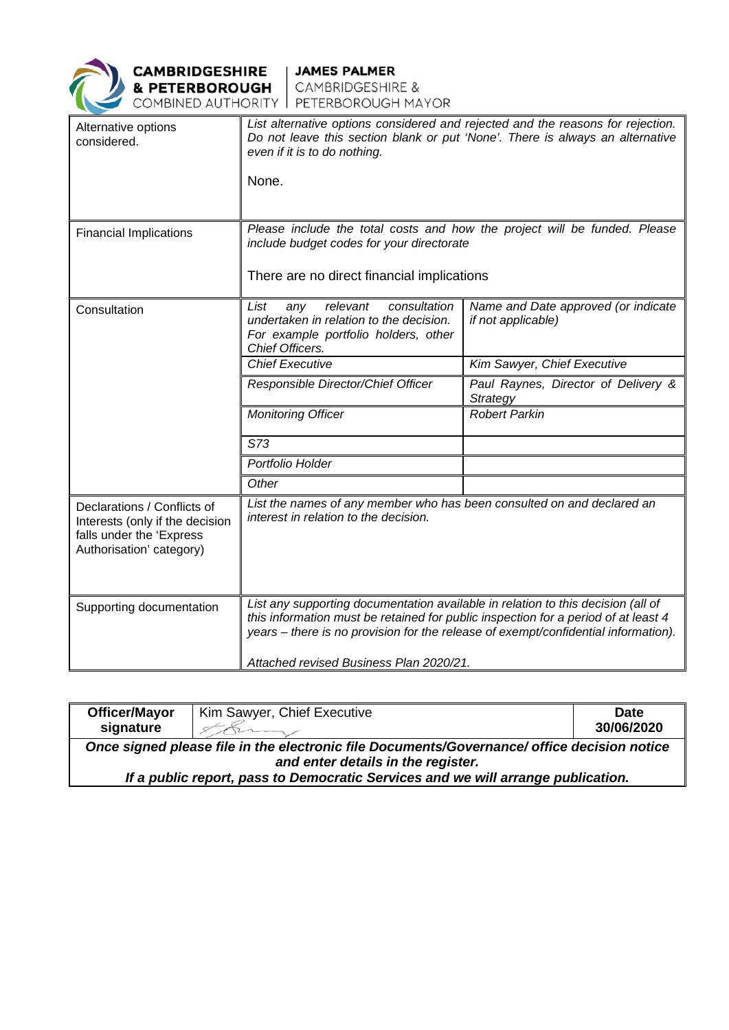**CAMBRIDGESHIRE & PETERBOROUGH COMBINED AUTHORITY** | **JAMES PALMER** CAMBRIDGESHIRE & PETERBOROUGH MAYOR

| | | |
|---|---|---|
| Alternative options considered. | *List alternative options considered and rejected and the reasons for rejection. Do not leave this section blank or put 'None'. There is always an alternative even if it is to do nothing.*<br><br>None. | |
| Financial Implications | *Please include the total costs and how the project will be funded. Please include budget codes for your directorate*<br><br>There are no direct financial implications | |
| Consultation | *List any relevant consultation undertaken in relation to the decision. For example portfolio holders, other Chief Officers.* | *Name and Date approved (or indicate if not applicable)* |
| | *Chief Executive* | *Kim Sawyer, Chief Executive* |
| | *Responsible Director/Chief Officer* | *Paul Raynes, Director of Delivery & Strategy* |
| | *Monitoring Officer* | *Robert Parkin* |
| | *S73* | |
| | *Portfolio Holder* | |
| | *Other* | |
| Declarations / Conflicts of Interests (only if the decision falls under the 'Express Authorisation' category) | *List the names of any member who has been consulted on and declared an interest in relation to the decision.* | |
| Supporting documentation | *List any supporting documentation available in relation to this decision (all of this information must be retained for public inspection for a period of at least 4 years – there is no provision for the release of exempt/confidential information).*<br><br>*Attached revised Business Plan 2020/21.* | |

| **Officer/Mayor signature** | Kim Sawyer, Chief Executive | **Date** 30/06/2020 |
|---|---|---|

***Once signed please file in the electronic file Documents/Governance/ office decision notice and enter details in the register.***

***If a public report, pass to Democratic Services and we will arrange publication.***